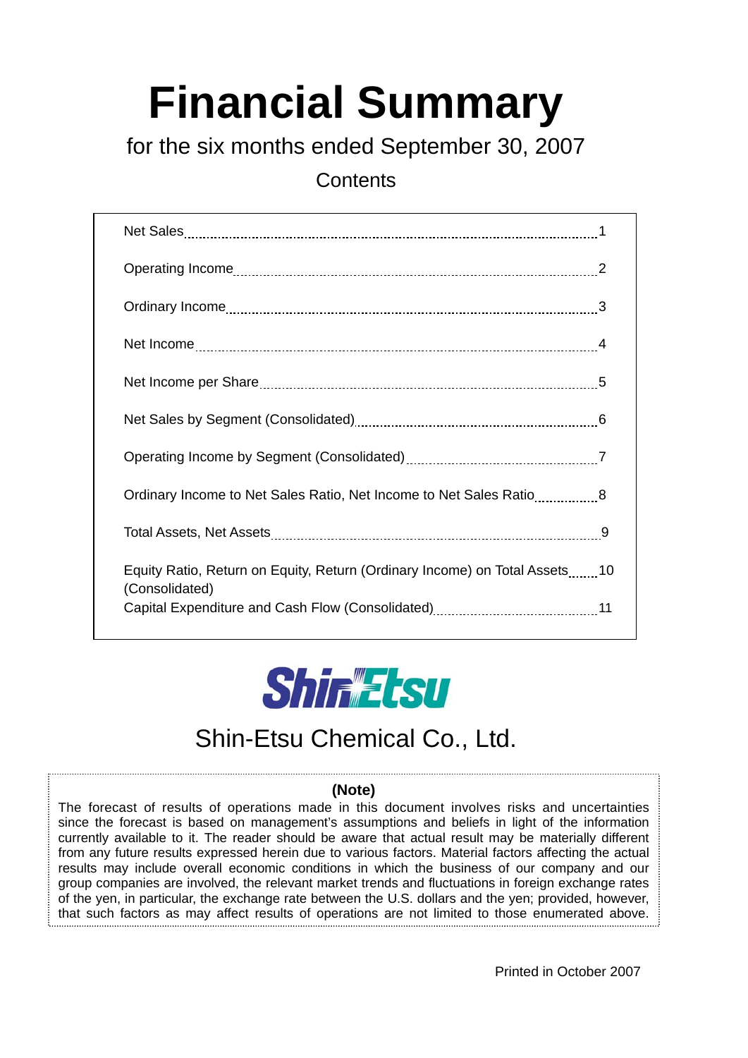# Financial Summary

## for the six months ended September 30, 2007

### Contents

| | |
|---|---|
| Net Sales | 1 |
| Operating Income | 2 |
| Ordinary Income | 3 |
| Net Income | 4 |
| Net Income per Share | 5 |
| Net Sales by Segment (Consolidated) | 6 |
| Operating Income by Segment (Consolidated) | 7 |
| Ordinary Income to Net Sales Ratio, Net Income to Net Sales Ratio | 8 |
| Total Assets, Net Assets | 9 |
| Equity Ratio, Return on Equity, Return (Ordinary Income) on Total Assets (Consolidated) | 10 |
| Capital Expenditure and Cash Flow (Consolidated) | 11 |

ShinEtsu

Shin-Etsu Chemical Co., Ltd.

**(Note)**

The forecast of results of operations made in this document involves risks and uncertainties since the forecast is based on management's assumptions and beliefs in light of the information currently available to it. The reader should be aware that actual result may be materially different from any future results expressed herein due to various factors. Material factors affecting the actual results may include overall economic conditions in which the business of our company and our group companies are involved, the relevant market trends and fluctuations in foreign exchange rates of the yen, in particular, the exchange rate between the U.S. dollars and the yen; provided, however, that such factors as may affect results of operations are not limited to those enumerated above.

Printed in October 2007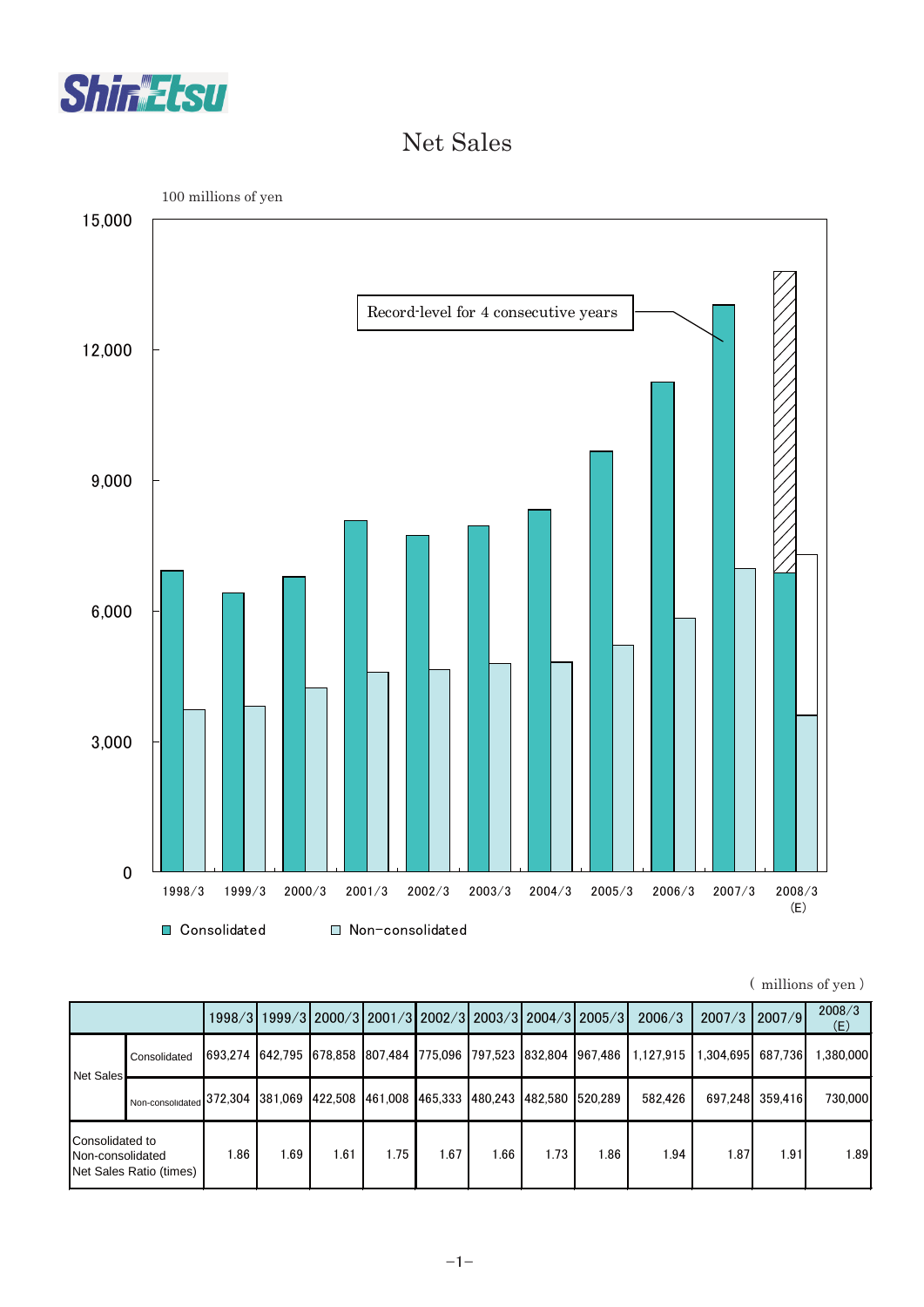# Net Sales

100 millions of yen

Record-level for 4 consecutive years

Consolidated　Non-consolidated

( millions of yen )

| | | 1998/3 | 1999/3 | 2000/3 | 2001/3 | 2002/3 | 2003/3 | 2004/3 | 2005/3 | 2006/3 | 2007/3 | 2007/9 | 2008/3 (E) |
|---|---|---|---|---|---|---|---|---|---|---|---|---|---|
| Net Sales | Consolidated | 693,274 | 642,795 | 678,858 | 807,484 | 775,096 | 797,523 | 832,804 | 967,486 | 1,127,915 | 1,304,695 | 687,736 | 1,380,000 |
| | Non-consolidated | 372,304 | 381,069 | 422,508 | 461,008 | 465,333 | 480,243 | 482,580 | 520,289 | 582,426 | 697,248 | 359,416 | 730,000 |
| Consolidated to Non-consolidated Net Sales Ratio (times) | | 1.86 | 1.69 | 1.61 | 1.75 | 1.67 | 1.66 | 1.73 | 1.86 | 1.94 | 1.87 | 1.91 | 1.89 |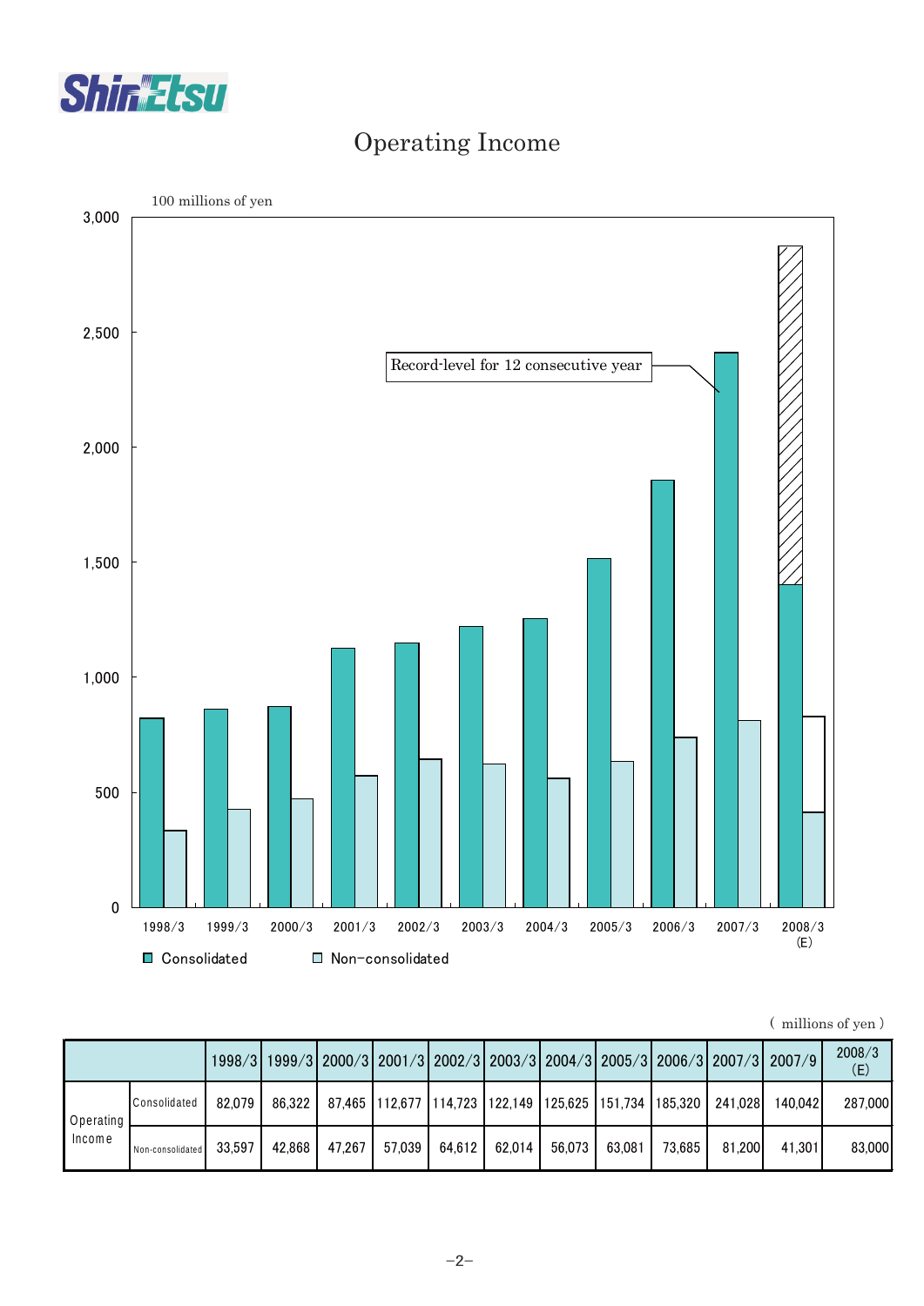# Operating Income

100 millions of yen

Record-level for 12 consecutive year

■ Consolidated ■ Non-consolidated

( millions of yen )

| | | 1998/3 | 1999/3 | 2000/3 | 2001/3 | 2002/3 | 2003/3 | 2004/3 | 2005/3 | 2006/3 | 2007/3 | 2007/9 | 2008/3 (E) |
|---|---|---|---|---|---|---|---|---|---|---|---|---|---|
| Operating Income | Consolidated | 82,079 | 86,322 | 87,465 | 112,677 | 114,723 | 122,149 | 125,625 | 151,734 | 185,320 | 241,028 | 140,042 | 287,000 |
| | Non-consolidated | 33,597 | 42,868 | 47,267 | 57,039 | 64,612 | 62,014 | 56,073 | 63,081 | 73,685 | 81,200 | 41,301 | 83,000 |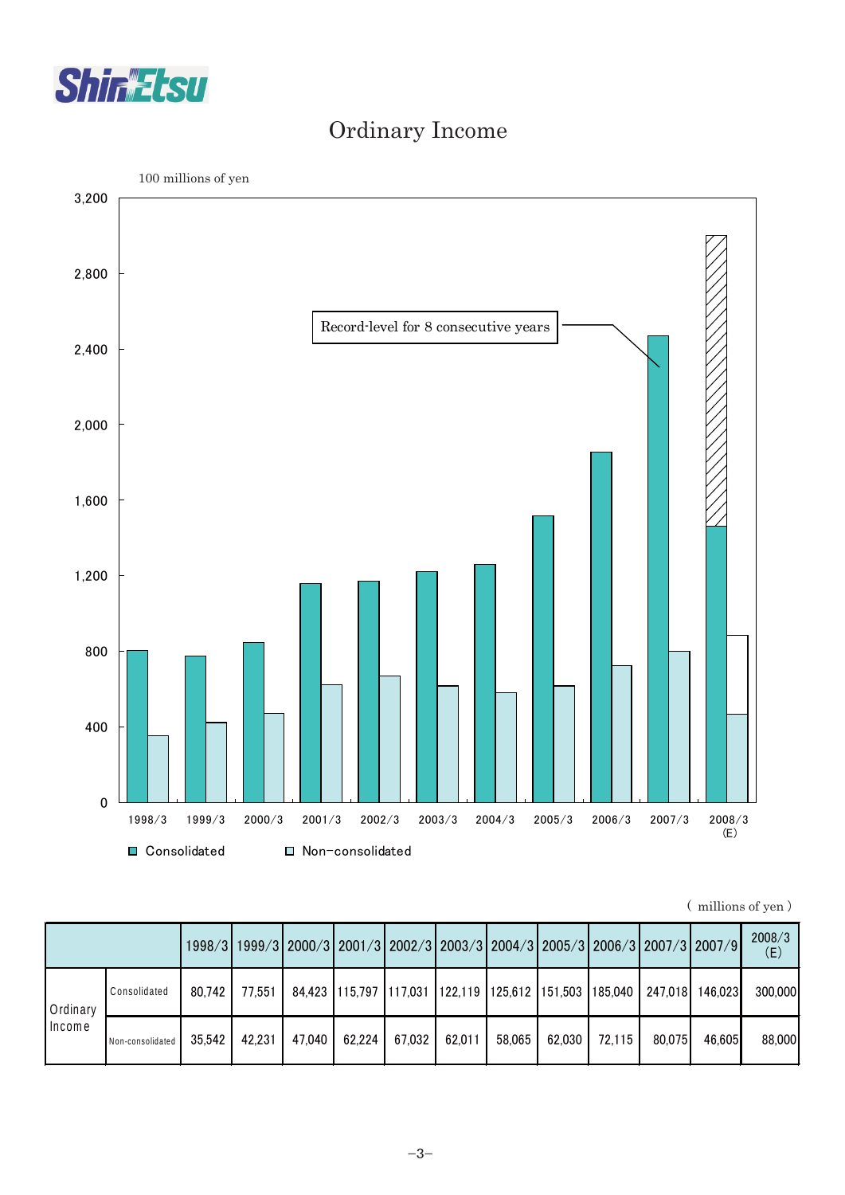# Ordinary Income

100 millions of yen

Record-level for 8 consecutive years

( millions of yen )

| | | 1998/3 | 1999/3 | 2000/3 | 2001/3 | 2002/3 | 2003/3 | 2004/3 | 2005/3 | 2006/3 | 2007/3 | 2007/9 | 2008/3 (E) |
|---|---|---|---|---|---|---|---|---|---|---|---|---|---|
| Ordinary Income | Consolidated | 80,742 | 77,551 | 84,423 | 115,797 | 117,031 | 122,119 | 125,612 | 151,503 | 185,040 | 247,018 | 146,023 | 300,000 |
| | Non-consolidated | 35,542 | 42,231 | 47,040 | 62,224 | 67,032 | 62,011 | 58,065 | 62,030 | 72,115 | 80,075 | 46,605 | 88,000 |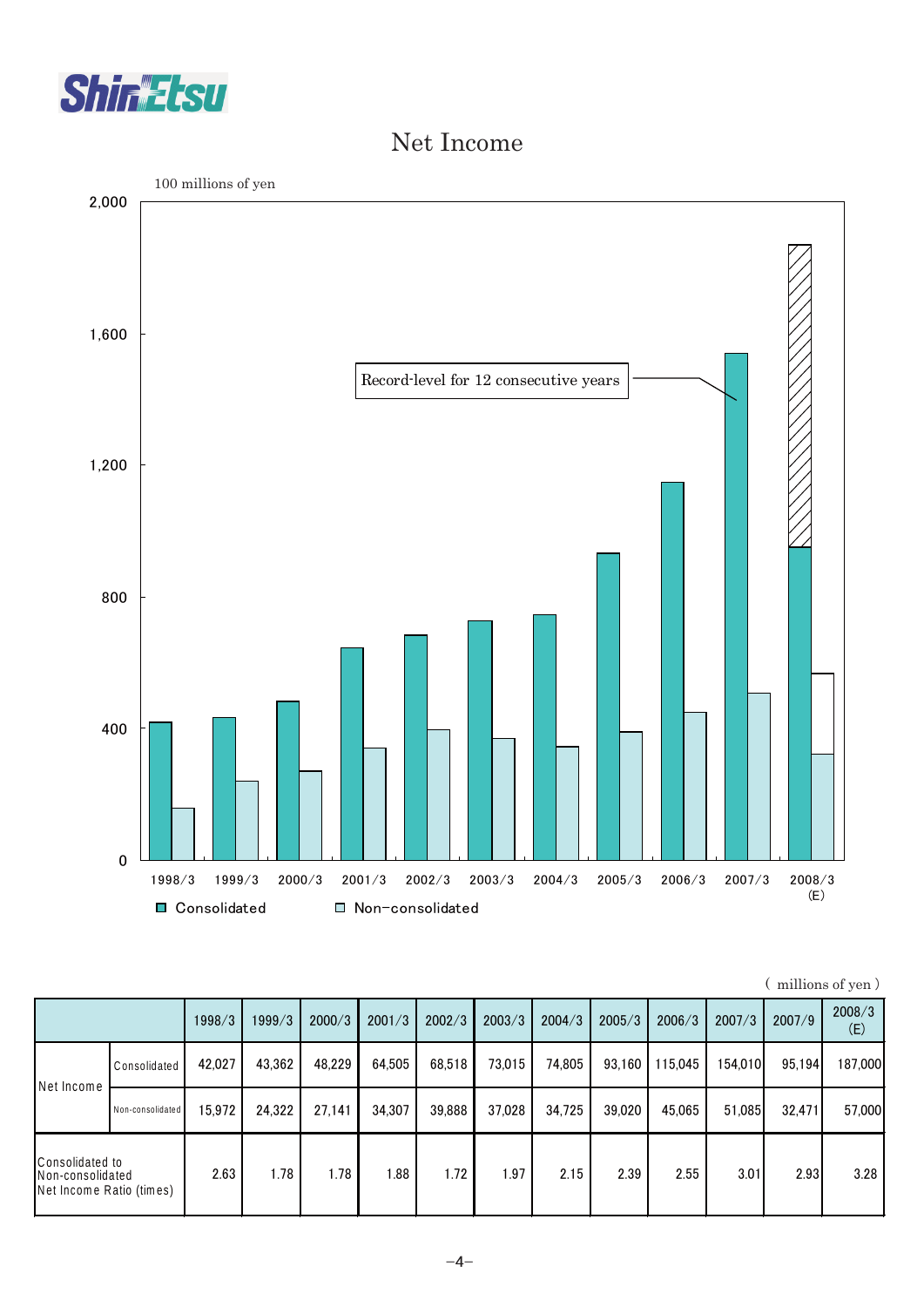# Net Income

100 millions of yen

Record-level for 12 consecutive years

■ Consolidated　□ Non-consolidated

( millions of yen )

| | | 1998/3 | 1999/3 | 2000/3 | 2001/3 | 2002/3 | 2003/3 | 2004/3 | 2005/3 | 2006/3 | 2007/3 | 2007/9 | 2008/3 (E) |
|---|---|---|---|---|---|---|---|---|---|---|---|---|---|
| Net Income | Consolidated | 42,027 | 43,362 | 48,229 | 64,505 | 68,518 | 73,015 | 74,805 | 93,160 | 115,045 | 154,010 | 95,194 | 187,000 |
| | Non-consolidated | 15,972 | 24,322 | 27,141 | 34,307 | 39,888 | 37,028 | 34,725 | 39,020 | 45,065 | 51,085 | 32,471 | 57,000 |
| Consolidated to Non-consolidated Net Income Ratio (times) | | 2.63 | 1.78 | 1.78 | 1.88 | 1.72 | 1.97 | 2.15 | 2.39 | 2.55 | 3.01 | 2.93 | 3.28 |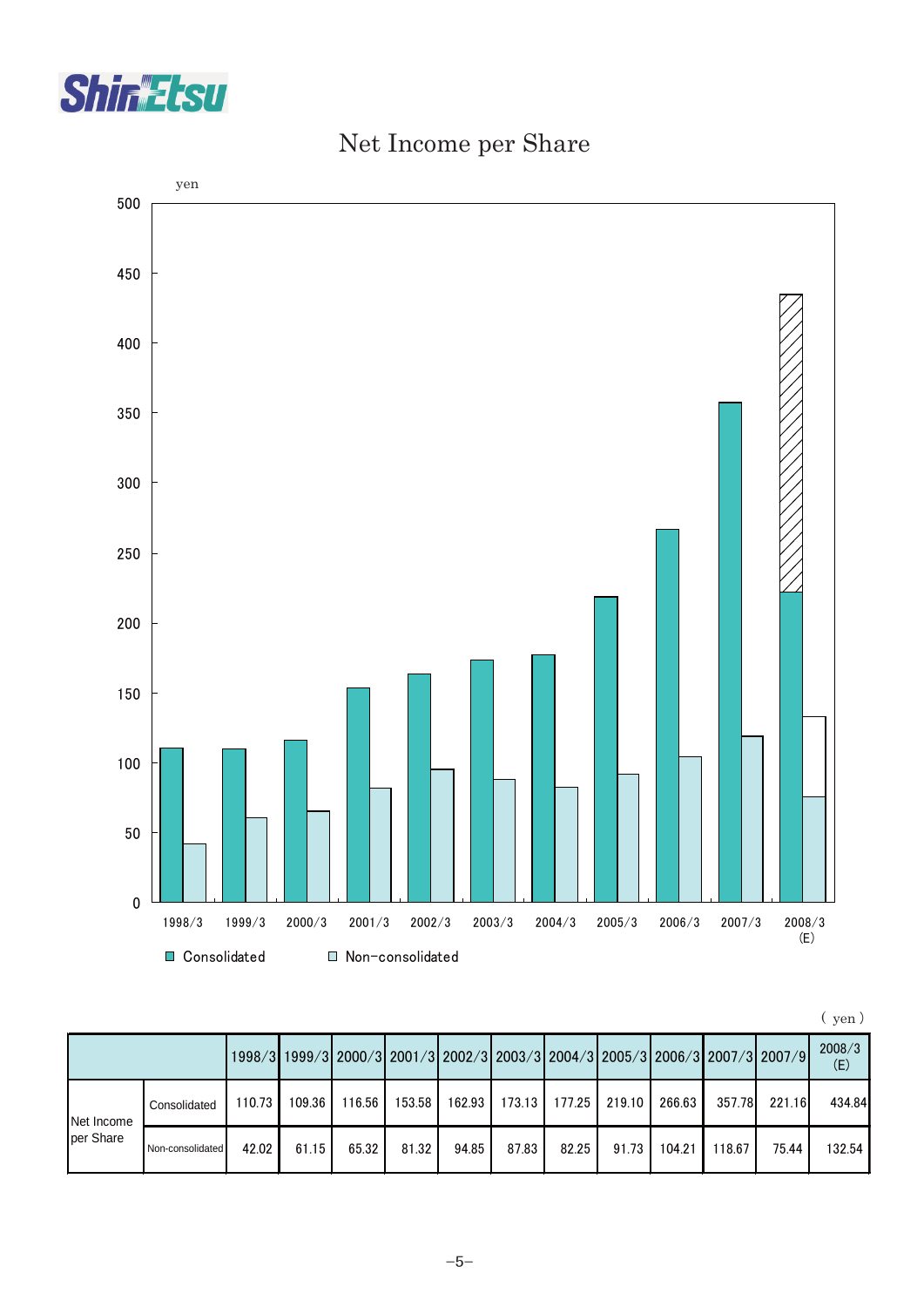# Net Income per Share

yen

500
450
400
350
300
250
200
150
100
50
0

1998/3 1999/3 2000/3 2001/3 2002/3 2003/3 2004/3 2005/3 2006/3 2007/3 2008/3 (E)

■ Consolidated □ Non-consolidated

( yen )

| | | 1998/3 | 1999/3 | 2000/3 | 2001/3 | 2002/3 | 2003/3 | 2004/3 | 2005/3 | 2006/3 | 2007/3 | 2007/9 | 2008/3 (E) |
|---|---|---|---|---|---|---|---|---|---|---|---|---|---|
| Net Income per Share | Consolidated | 110.73 | 109.36 | 116.56 | 153.58 | 162.93 | 173.13 | 177.25 | 219.10 | 266.63 | 357.78 | 221.16 | 434.84 |
| | Non-consolidated | 42.02 | 61.15 | 65.32 | 81.32 | 94.85 | 87.83 | 82.25 | 91.73 | 104.21 | 118.67 | 75.44 | 132.54 |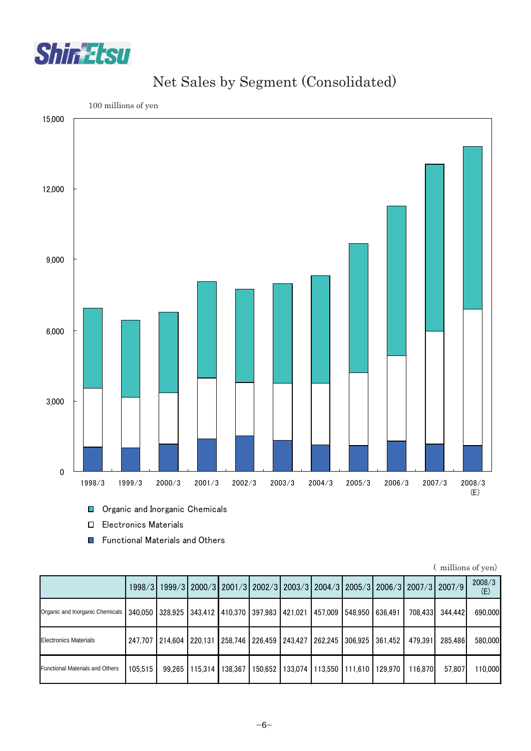# Net Sales by Segment (Consolidated)

100 millions of yen

- Organic and Inorganic Chemicals
- Electronics Materials
- Functional Materials and Others

( millions of yen)

| | 1998/3 | 1999/3 | 2000/3 | 2001/3 | 2002/3 | 2003/3 | 2004/3 | 2005/3 | 2006/3 | 2007/3 | 2007/9 | 2008/3 (E) |
|---|---|---|---|---|---|---|---|---|---|---|---|---|
| Organic and Inorganic Chemicals | 340,050 | 328,925 | 343,412 | 410,370 | 397,983 | 421,021 | 457,009 | 548,950 | 636,491 | 708,433 | 344,442 | 690,000 |
| Electronics Materials | 247,707 | 214,604 | 220,131 | 258,746 | 226,459 | 243,427 | 262,245 | 306,925 | 361,452 | 479,391 | 285,486 | 580,000 |
| Functional Materials and Others | 105,515 | 99,265 | 115,314 | 138,367 | 150,652 | 133,074 | 113,550 | 111,610 | 129,970 | 116,870 | 57,807 | 110,000 |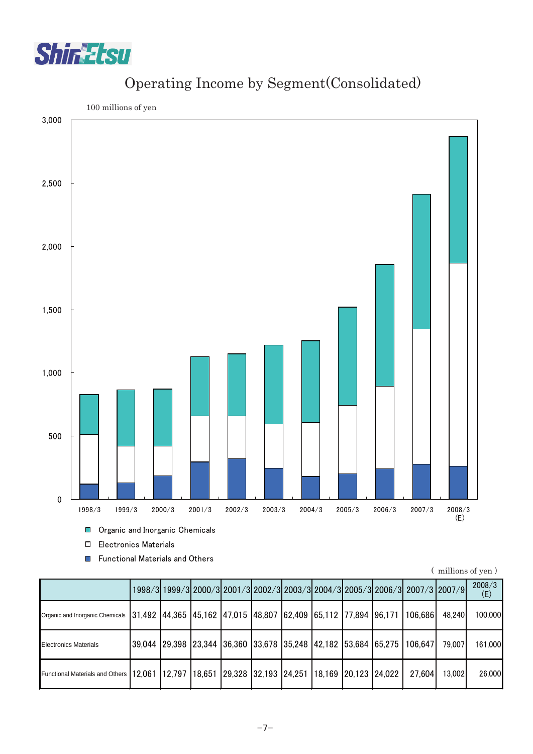# Operating Income by Segment(Consolidated)

100 millions of yen

3,000
2,500
2,000
1,500
1,000
500
0

1998/3 1999/3 2000/3 2001/3 2002/3 2003/3 2004/3 2005/3 2006/3 2007/3 2008/3 (E)

- Organic and Inorganic Chemicals
- Electronics Materials
- Functional Materials and Others

( millions of yen )

| | 1998/3 | 1999/3 | 2000/3 | 2001/3 | 2002/3 | 2003/3 | 2004/3 | 2005/3 | 2006/3 | 2007/3 | 2007/9 | 2008/3 (E) |
|---|---|---|---|---|---|---|---|---|---|---|---|---|
| Organic and Inorganic Chemicals | 31,492 | 44,365 | 45,162 | 47,015 | 48,807 | 62,409 | 65,112 | 77,894 | 96,171 | 106,686 | 48,240 | 100,000 |
| Electronics Materials | 39,044 | 29,398 | 23,344 | 36,360 | 33,678 | 35,248 | 42,182 | 53,684 | 65,275 | 106,647 | 79,007 | 161,000 |
| Functional Materials and Others | 12,061 | 12,797 | 18,651 | 29,328 | 32,193 | 24,251 | 18,169 | 20,123 | 24,022 | 27,604 | 13,002 | 26,000 |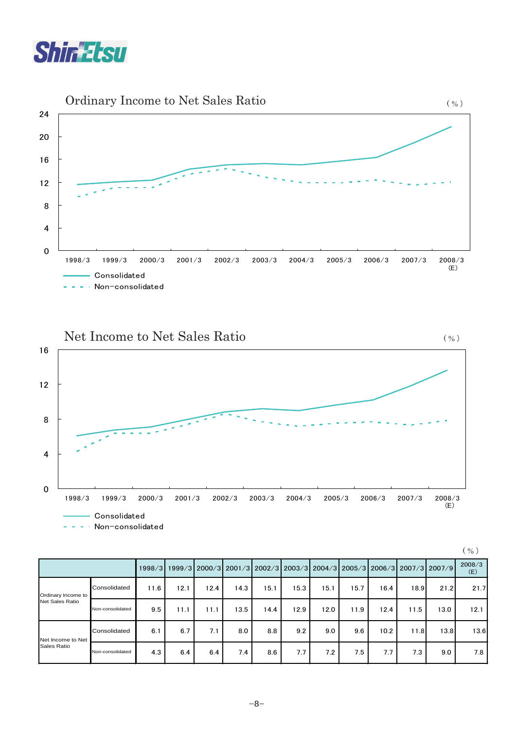## Ordinary Income to Net Sales Ratio

(%)

- Consolidated
- Non-consolidated

## Net Income to Net Sales Ratio

(%)

- Consolidated
- Non-consolidated

(%)

| | | 1998/3 | 1999/3 | 2000/3 | 2001/3 | 2002/3 | 2003/3 | 2004/3 | 2005/3 | 2006/3 | 2007/3 | 2007/9 | 2008/3 (E) |
|---|---|---|---|---|---|---|---|---|---|---|---|---|---|
| Ordinary Income to Net Sales Ratio | Consolidated | 11.6 | 12.1 | 12.4 | 14.3 | 15.1 | 15.3 | 15.1 | 15.7 | 16.4 | 18.9 | 21.2 | 21.7 |
| | Non-consolidated | 9.5 | 11.1 | 11.1 | 13.5 | 14.4 | 12.9 | 12.0 | 11.9 | 12.4 | 11.5 | 13.0 | 12.1 |
| Net Income to Net Sales Ratio | Consolidated | 6.1 | 6.7 | 7.1 | 8.0 | 8.8 | 9.2 | 9.0 | 9.6 | 10.2 | 11.8 | 13.8 | 13.6 |
| | Non-consolidated | 4.3 | 6.4 | 6.4 | 7.4 | 8.6 | 7.7 | 7.2 | 7.5 | 7.7 | 7.3 | 9.0 | 7.8 |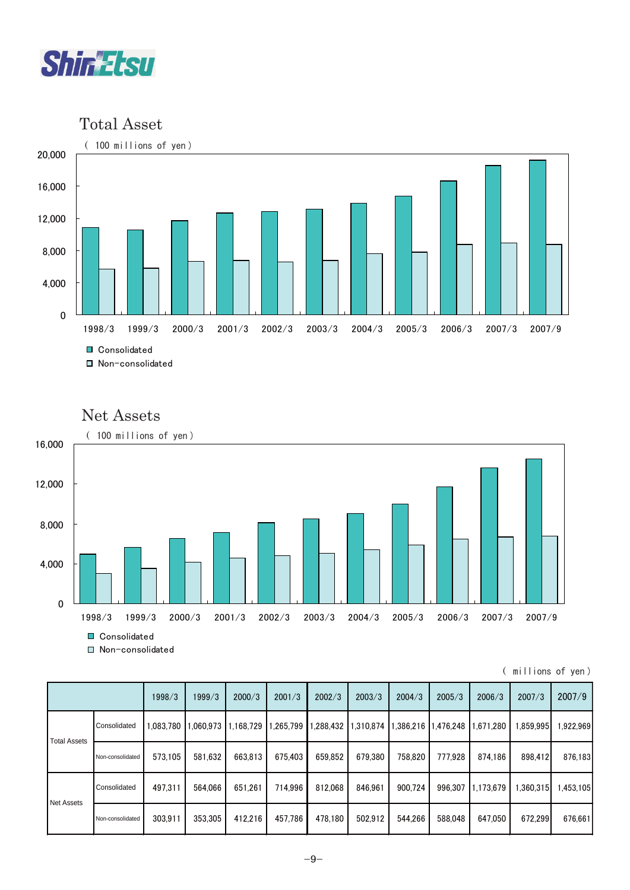## Total Asset

( 100 millions of yen )

Consolidated
Non-consolidated

## Net Assets

( 100 millions of yen )

Consolidated
Non-consolidated

( millions of yen )

| | | 1998/3 | 1999/3 | 2000/3 | 2001/3 | 2002/3 | 2003/3 | 2004/3 | 2005/3 | 2006/3 | 2007/3 | 2007/9 |
|---|---|---|---|---|---|---|---|---|---|---|---|---|
| Total Assets | Consolidated | 1,083,780 | 1,060,973 | 1,168,729 | 1,265,799 | 1,288,432 | 1,310,874 | 1,386,216 | 1,476,248 | 1,671,280 | 1,859,995 | 1,922,969 |
| | Non-consolidated | 573,105 | 581,632 | 663,813 | 675,403 | 659,852 | 679,380 | 758,820 | 777,928 | 874,186 | 898,412 | 876,183 |
| Net Assets | Consolidated | 497,311 | 564,066 | 651,261 | 714,996 | 812,068 | 846,961 | 900,724 | 996,307 | 1,173,679 | 1,360,315 | 1,453,105 |
| | Non-consolidated | 303,911 | 353,305 | 412,216 | 457,786 | 478,180 | 502,912 | 544,266 | 588,048 | 647,050 | 672,299 | 676,661 |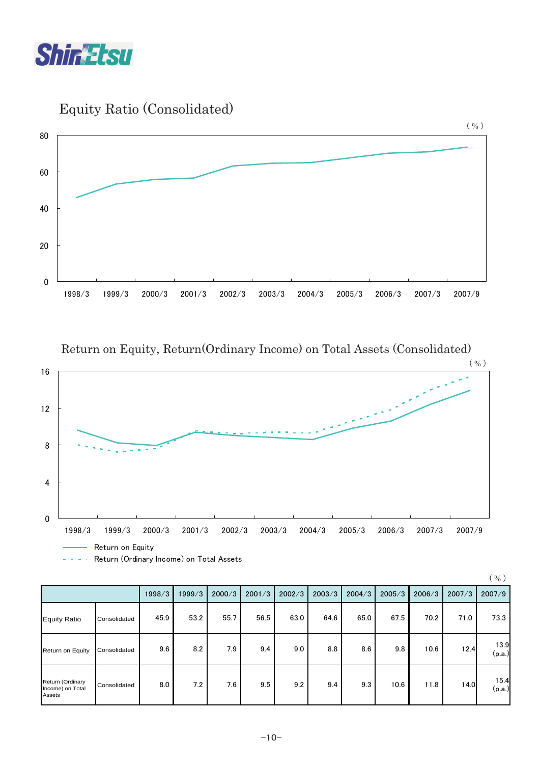## Equity Ratio (Consolidated)

## Return on Equity, Return(Ordinary Income) on Total Assets (Consolidated)

(%)

| | | 1998/3 | 1999/3 | 2000/3 | 2001/3 | 2002/3 | 2003/3 | 2004/3 | 2005/3 | 2006/3 | 2007/3 | 2007/9 |
|---|---|---|---|---|---|---|---|---|---|---|---|---|
| Equity Ratio | Consolidated | 45.9 | 53.2 | 55.7 | 56.5 | 63.0 | 64.6 | 65.0 | 67.5 | 70.2 | 71.0 | 73.3 |
| Return on Equity | Consolidated | 9.6 | 8.2 | 7.9 | 9.4 | 9.0 | 8.8 | 8.6 | 9.8 | 10.6 | 12.4 | 13.9 (p.a.) |
| Return (Ordinary Income) on Total Assets | Consolidated | 8.0 | 7.2 | 7.6 | 9.5 | 9.2 | 9.4 | 9.3 | 10.6 | 11.8 | 14.0 | 15.4 (p.a.) |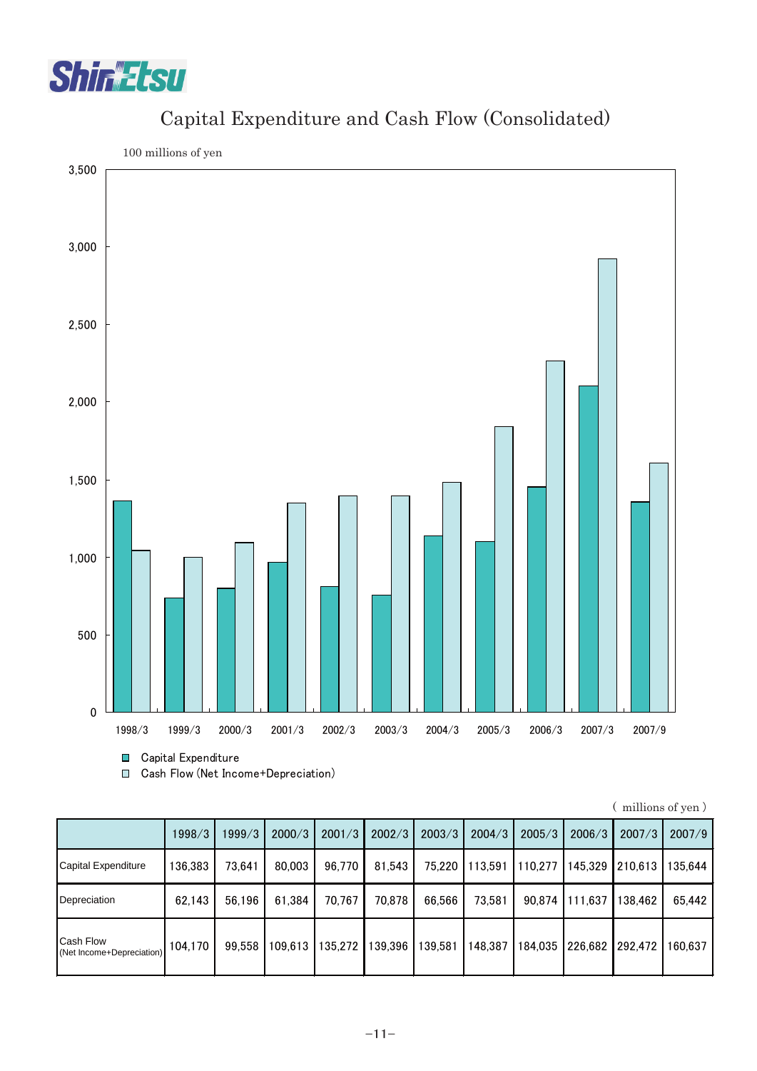# Capital Expenditure and Cash Flow (Consolidated)

100 millions of yen

3,500
3,000
2,500
2,000
1,500
1,000
500
0

1998/3 1999/3 2000/3 2001/3 2002/3 2003/3 2004/3 2005/3 2006/3 2007/3 2007/9

Capital Expenditure
Cash Flow (Net Income+Depreciation)

( millions of yen )

| | 1998/3 | 1999/3 | 2000/3 | 2001/3 | 2002/3 | 2003/3 | 2004/3 | 2005/3 | 2006/3 | 2007/3 | 2007/9 |
|---|---|---|---|---|---|---|---|---|---|---|---|
| Capital Expenditure | 136,383 | 73,641 | 80,003 | 96,770 | 81,543 | 75,220 | 113,591 | 110,277 | 145,329 | 210,613 | 135,644 |
| Depreciation | 62,143 | 56,196 | 61,384 | 70,767 | 70,878 | 66,566 | 73,581 | 90,874 | 111,637 | 138,462 | 65,442 |
| Cash Flow (Net Income+Depreciation) | 104,170 | 99,558 | 109,613 | 135,272 | 139,396 | 139,581 | 148,387 | 184,035 | 226,682 | 292,472 | 160,637 |